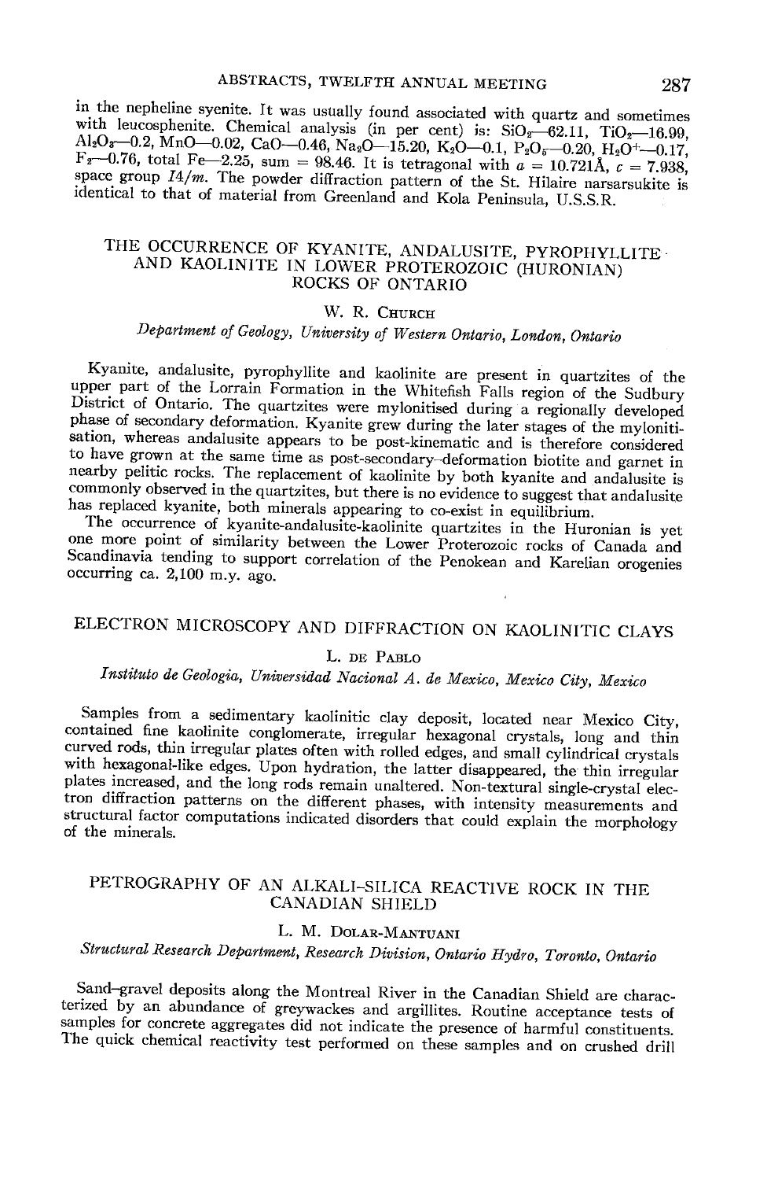in the nepheline syenite. It was usually found associated with quartz and sometimes with leucosphenite. Chemical analysis (in per cent) is: $SiO_2$—62.11, $TiO_2$—16.99, $Al_2O_3$—0.2, MnO—0.02, CaO—0.46, $Na_2O$—15.20, $K_2O$—0.1, $P_2O_5$—0.20, $H_2O^+$—0.17, $F_2$—0.76, total Fe—2.25, sum = 98.46. It is tetragonal with $a$ = 10.721Å, $c$ = 7.938, space group $I4/m$. The powder diffraction pattern of the St. Hilaire narsarsukite is identical to that of material from Greenland and Kola Peninsula, U.S.S.R.

## THE OCCURRENCE OF KYANITE, ANDALUSITE, PYROPHYLLITE AND KAOLINITE IN LOWER PROTEROZOIC (HURONIAN) ROCKS OF ONTARIO

W. R. Church

*Department of Geology, University of Western Ontario, London, Ontario*

Kyanite, andalusite, pyrophyllite and kaolinite are present in quartzites of the upper part of the Lorrain Formation in the Whitefish Falls region of the Sudbury District of Ontario. The quartzites were mylonitised during a regionally developed phase of secondary deformation. Kyanite grew during the later stages of the mylonitisation, whereas andalusite appears to be post-kinematic and is therefore considered to have grown at the same time as post-secondary-deformation biotite and garnet in nearby pelitic rocks. The replacement of kaolinite by both kyanite and andalusite is commonly observed in the quartzites, but there is no evidence to suggest that andalusite has replaced kyanite, both minerals appearing to co-exist in equilibrium.

The occurrence of kyanite-andalusite-kaolinite quartzites in the Huronian is yet one more point of similarity between the Lower Proterozoic rocks of Canada and Scandinavia tending to support correlation of the Penokean and Karelian orogenies occurring ca. 2,100 m.y. ago.

## ELECTRON MICROSCOPY AND DIFFRACTION ON KAOLINITIC CLAYS

L. de Pablo

*Instituto de Geologia, Universidad Nacional A. de Mexico, Mexico City, Mexico*

Samples from a sedimentary kaolinitic clay deposit, located near Mexico City, contained fine kaolinite conglomerate, irregular hexagonal crystals, long and thin curved rods, thin irregular plates often with rolled edges, and small cylindrical crystals with hexagonal-like edges. Upon hydration, the latter disappeared, the thin irregular plates increased, and the long rods remain unaltered. Non-textural single-crystal electron diffraction patterns on the different phases, with intensity measurements and structural factor computations indicated disorders that could explain the morphology of the minerals.

## PETROGRAPHY OF AN ALKALI-SILICA REACTIVE ROCK IN THE CANADIAN SHIELD

L. M. Dolar-Mantuani

*Structural Research Department, Research Division, Ontario Hydro, Toronto, Ontario*

Sand-gravel deposits along the Montreal River in the Canadian Shield are characterized by an abundance of greywackes and argillites. Routine acceptance tests of samples for concrete aggregates did not indicate the presence of harmful constituents. The quick chemical reactivity test performed on these samples and on crushed drill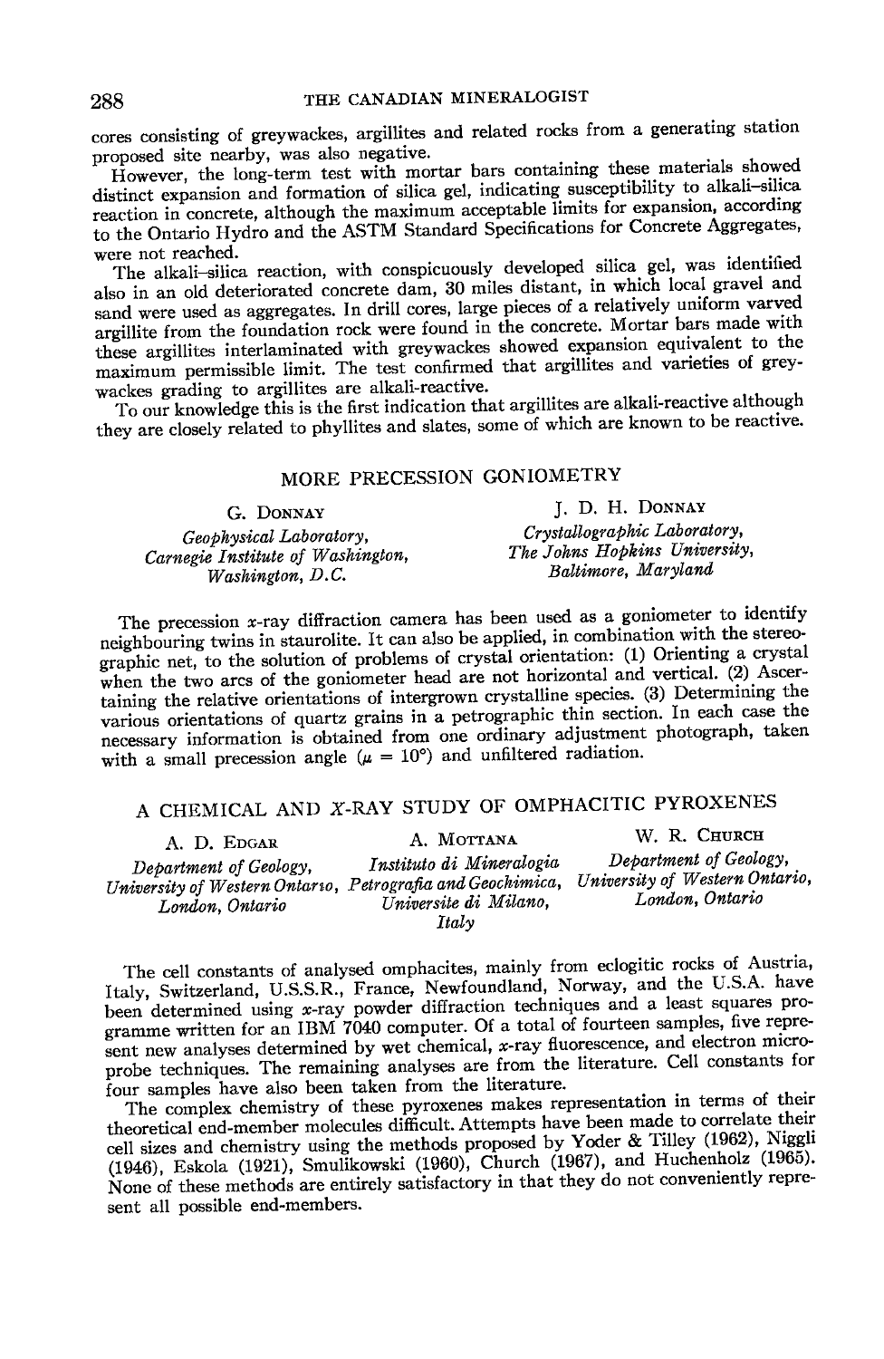cores consisting of greywackes, argillites and related rocks from a generating station proposed site nearby, was also negative.

However, the long-term test with mortar bars containing these materials showed distinct expansion and formation of silica gel, indicating susceptibility to alkali–silica reaction in concrete, although the maximum acceptable limits for expansion, according to the Ontario Hydro and the ASTM Standard Specifications for Concrete Aggregates, were not reached.

The alkali–silica reaction, with conspicuously developed silica gel, was identified also in an old deteriorated concrete dam, 30 miles distant, in which local gravel and sand were used as aggregates. In drill cores, large pieces of a relatively uniform varved argillite from the foundation rock were found in the concrete. Mortar bars made with these argillites interlaminated with greywackes showed expansion equivalent to the maximum permissible limit. The test confirmed that argillites and varieties of greywackes grading to argillites are alkali-reactive.

To our knowledge this is the first indication that argillites are alkali-reactive although they are closely related to phyllites and slates, some of which are known to be reactive.

## MORE PRECESSION GONIOMETRY

G. DONNAY
*Geophysical Laboratory, Carnegie Institute of Washington, Washington, D.C.*

J. D. H. DONNAY
*Crystallographic Laboratory, The Johns Hopkins University, Baltimore, Maryland*

The precession *x*-ray diffraction camera has been used as a goniometer to identify neighbouring twins in staurolite. It can also be applied, in combination with the stereographic net, to the solution of problems of crystal orientation: (1) Orienting a crystal when the two arcs of the goniometer head are not horizontal and vertical. (2) Ascertaining the relative orientations of intergrown crystalline species. (3) Determining the various orientations of quartz grains in a petrographic thin section. In each case the necessary information is obtained from one ordinary adjustment photograph, taken with a small precession angle ($\mu = 10°$) and unfiltered radiation.

## A CHEMICAL AND *X*-RAY STUDY OF OMPHACITIC PYROXENES

A. D. EDGAR
*Department of Geology, University of Western Ontario, London, Ontario*

A. MOTTANA
*Instituto di Mineralogia Petrografia and Geochimica, Universite di Milano, Italy*

W. R. CHURCH
*Department of Geology, University of Western Ontario, London, Ontario*

The cell constants of analysed omphacites, mainly from eclogitic rocks of Austria, Italy, Switzerland, U.S.S.R., France, Newfoundland, Norway, and the U.S.A. have been determined using *x*-ray powder diffraction techniques and a least squares programme written for an IBM 7040 computer. Of a total of fourteen samples, five represent new analyses determined by wet chemical, *x*-ray fluorescence, and electron microprobe techniques. The remaining analyses are from the literature. Cell constants for four samples have also been taken from the literature.

The complex chemistry of these pyroxenes makes representation in terms of their theoretical end-member molecules difficult. Attempts have been made to correlate their cell sizes and chemistry using the methods proposed by Yoder & Tilley (1962), Niggli (1946), Eskola (1921), Smulikowski (1960), Church (1967), and Huchenholz (1965). None of these methods are entirely satisfactory in that they do not conveniently represent all possible end-members.